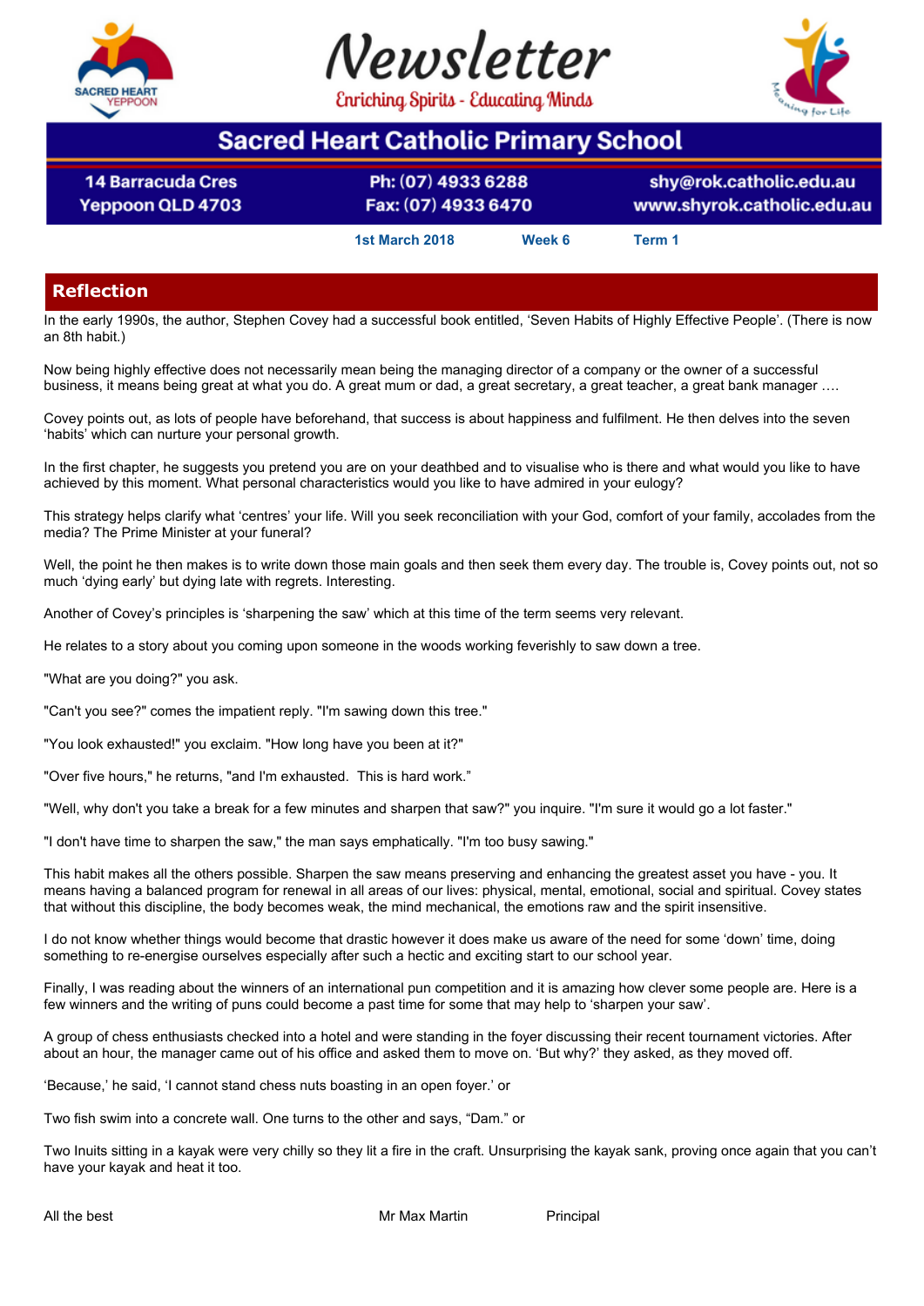# Newsletter

Enriching Spirits - Educating Minds

## Sacred Heart Catholic Primary School

14 Barracuda Cres
Yeppoon QLD 4703

Ph: (07) 4933 6288
Fax: (07) 4933 6470

shy@rok.catholic.edu.au
www.shyrok.catholic.edu.au

1st March 2018 Week 6 Term 1

## Reflection

In the early 1990s, the author, Stephen Covey had a successful book entitled, 'Seven Habits of Highly Effective People'. (There is now an 8th habit.)

Now being highly effective does not necessarily mean being the managing director of a company or the owner of a successful business, it means being great at what you do. A great mum or dad, a great secretary, a great teacher, a great bank manager ….

Covey points out, as lots of people have beforehand, that success is about happiness and fulfilment. He then delves into the seven 'habits' which can nurture your personal growth.

In the first chapter, he suggests you pretend you are on your deathbed and to visualise who is there and what would you like to have achieved by this moment. What personal characteristics would you like to have admired in your eulogy?

This strategy helps clarify what 'centres' your life. Will you seek reconciliation with your God, comfort of your family, accolades from the media? The Prime Minister at your funeral?

Well, the point he then makes is to write down those main goals and then seek them every day. The trouble is, Covey points out, not so much 'dying early' but dying late with regrets. Interesting.

Another of Covey's principles is 'sharpening the saw' which at this time of the term seems very relevant.

He relates to a story about you coming upon someone in the woods working feverishly to saw down a tree.

"What are you doing?" you ask.

"Can't you see?" comes the impatient reply. "I'm sawing down this tree."

"You look exhausted!" you exclaim. "How long have you been at it?"

"Over five hours," he returns, "and I'm exhausted. This is hard work."

"Well, why don't you take a break for a few minutes and sharpen that saw?" you inquire. "I'm sure it would go a lot faster."

"I don't have time to sharpen the saw," the man says emphatically. "I'm too busy sawing."

This habit makes all the others possible. Sharpen the saw means preserving and enhancing the greatest asset you have - you. It means having a balanced program for renewal in all areas of our lives: physical, mental, emotional, social and spiritual. Covey states that without this discipline, the body becomes weak, the mind mechanical, the emotions raw and the spirit insensitive.

I do not know whether things would become that drastic however it does make us aware of the need for some 'down' time, doing something to re-energise ourselves especially after such a hectic and exciting start to our school year.

Finally, I was reading about the winners of an international pun competition and it is amazing how clever some people are. Here is a few winners and the writing of puns could become a past time for some that may help to 'sharpen your saw'.

A group of chess enthusiasts checked into a hotel and were standing in the foyer discussing their recent tournament victories. After about an hour, the manager came out of his office and asked them to move on. 'But why?' they asked, as they moved off.

'Because,' he said, 'I cannot stand chess nuts boasting in an open foyer.' or

Two fish swim into a concrete wall. One turns to the other and says, "Dam." or

Two Inuits sitting in a kayak were very chilly so they lit a fire in the craft. Unsurprising the kayak sank, proving once again that you can't have your kayak and heat it too.

All the best Mr Max Martin Principal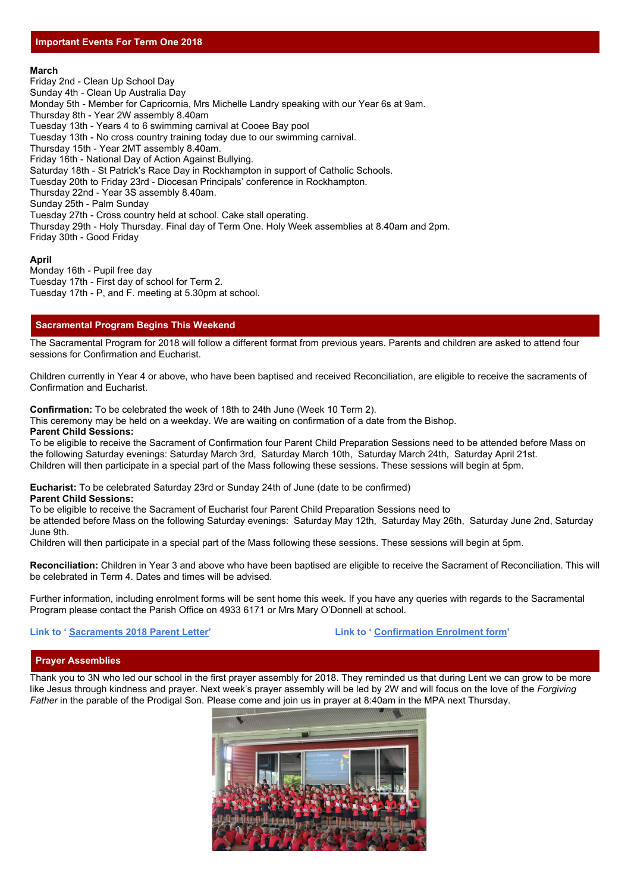## Important Events For Term One 2018

**March**
Friday 2nd - Clean Up School Day
Sunday 4th - Clean Up Australia Day
Monday 5th - Member for Capricornia, Mrs Michelle Landry speaking with our Year 6s at 9am.
Thursday 8th - Year 2W assembly 8.40am
Tuesday 13th - Years 4 to 6 swimming carnival at Cooee Bay pool
Tuesday 13th - No cross country training today due to our swimming carnival.
Thursday 15th - Year 2MT assembly 8.40am.
Friday 16th - National Day of Action Against Bullying.
Saturday 18th - St Patrick's Race Day in Rockhampton in support of Catholic Schools.
Tuesday 20th to Friday 23rd - Diocesan Principals' conference in Rockhampton.
Thursday 22nd - Year 3S assembly 8.40am.
Sunday 25th - Palm Sunday
Tuesday 27th - Cross country held at school. Cake stall operating.
Thursday 29th - Holy Thursday. Final day of Term One. Holy Week assemblies at 8.40am and 2pm.
Friday 30th - Good Friday

**April**
Monday 16th - Pupil free day
Tuesday 17th - First day of school for Term 2.
Tuesday 17th - P, and F. meeting at 5.30pm at school.

## Sacramental Program Begins This Weekend

The Sacramental Program for 2018 will follow a different format from previous years. Parents and children are asked to attend four sessions for Confirmation and Eucharist.

Children currently in Year 4 or above, who have been baptised and received Reconciliation, are eligible to receive the sacraments of Confirmation and Eucharist.

**Confirmation:** To be celebrated the week of 18th to 24th June (Week 10 Term 2).
This ceremony may be held on a weekday. We are waiting on confirmation of a date from the Bishop.
**Parent Child Sessions:**
To be eligible to receive the Sacrament of Confirmation four Parent Child Preparation Sessions need to be attended before Mass on the following Saturday evenings: Saturday March 3rd, Saturday March 10th, Saturday March 24th, Saturday April 21st.
Children will then participate in a special part of the Mass following these sessions. These sessions will begin at 5pm.

**Eucharist:** To be celebrated Saturday 23rd or Sunday 24th of June (date to be confirmed)
**Parent Child Sessions:**
To be eligible to receive the Sacrament of Eucharist four Parent Child Preparation Sessions need to be attended before Mass on the following Saturday evenings: Saturday May 12th, Saturday May 26th, Saturday June 2nd, Saturday June 9th.
Children will then participate in a special part of the Mass following these sessions. These sessions will begin at 5pm.

**Reconciliation:** Children in Year 3 and above who have been baptised are eligible to receive the Sacrament of Reconciliation. This will be celebrated in Term 4. Dates and times will be advised.

Further information, including enrolment forms will be sent home this week. If you have any queries with regards to the Sacramental Program please contact the Parish Office on 4933 6171 or Mrs Mary O'Donnell at school.

**Link to ' Sacraments 2018 Parent Letter'**

**Link to ' Confirmation Enrolment form'**

## Prayer Assemblies

Thank you to 3N who led our school in the first prayer assembly for 2018. They reminded us that during Lent we can grow to be more like Jesus through kindness and prayer. Next week's prayer assembly will be led by 2W and will focus on the love of the *Forgiving Father* in the parable of the Prodigal Son. Please come and join us in prayer at 8:40am in the MPA next Thursday.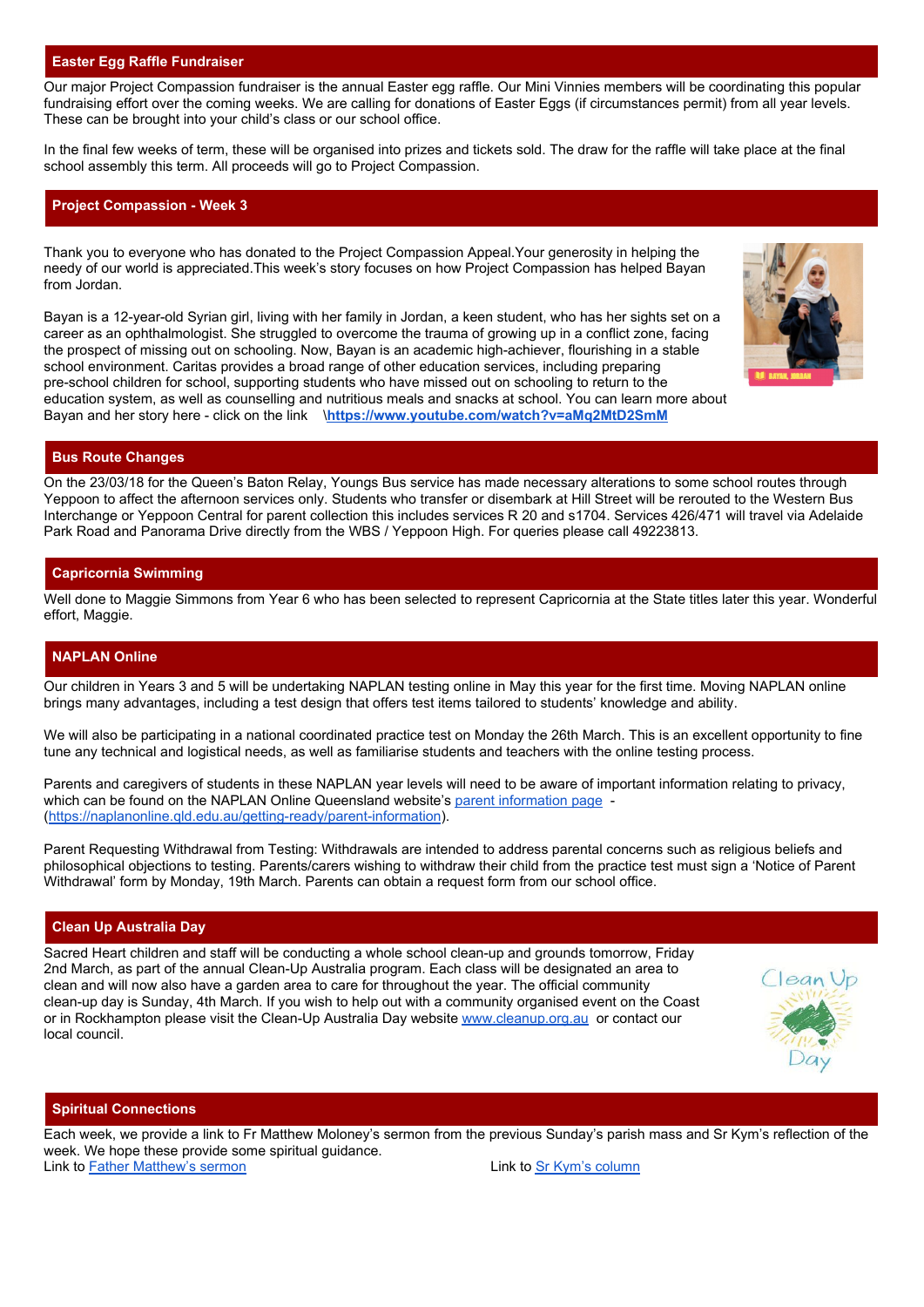## Easter Egg Raffle Fundraiser

Our major Project Compassion fundraiser is the annual Easter egg raffle. Our Mini Vinnies members will be coordinating this popular fundraising effort over the coming weeks. We are calling for donations of Easter Eggs (if circumstances permit) from all year levels. These can be brought into your child's class or our school office.

In the final few weeks of term, these will be organised into prizes and tickets sold. The draw for the raffle will take place at the final school assembly this term. All proceeds will go to Project Compassion.

## Project Compassion - Week 3

Thank you to everyone who has donated to the Project Compassion Appeal.Your generosity in helping the needy of our world is appreciated.This week's story focuses on how Project Compassion has helped Bayan from Jordan.

Bayan is a 12-year-old Syrian girl, living with her family in Jordan, a keen student, who has her sights set on a career as an ophthalmologist. She struggled to overcome the trauma of growing up in a conflict zone, facing the prospect of missing out on schooling. Now, Bayan is an academic high-achiever, flourishing in a stable school environment. Caritas provides a broad range of other education services, including preparing pre-school children for school, supporting students who have missed out on schooling to return to the education system, as well as counselling and nutritious meals and snacks at school. You can learn more about Bayan and her story here - click on the link **\https://www.youtube.com/watch?v=aMq2MtD2SmM**

## Bus Route Changes

On the 23/03/18 for the Queen's Baton Relay, Youngs Bus service has made necessary alterations to some school routes through Yeppoon to affect the afternoon services only. Students who transfer or disembark at Hill Street will be rerouted to the Western Bus Interchange or Yeppoon Central for parent collection this includes services R 20 and s1704. Services 426/471 will travel via Adelaide Park Road and Panorama Drive directly from the WBS / Yeppoon High. For queries please call 49223813.

## Capricornia Swimming

Well done to Maggie Simmons from Year 6 who has been selected to represent Capricornia at the State titles later this year. Wonderful effort, Maggie.

## NAPLAN Online

Our children in Years 3 and 5 will be undertaking NAPLAN testing online in May this year for the first time. Moving NAPLAN online brings many advantages, including a test design that offers test items tailored to students' knowledge and ability.

We will also be participating in a national coordinated practice test on Monday the 26th March. This is an excellent opportunity to fine tune any technical and logistical needs, as well as familiarise students and teachers with the online testing process.

Parents and caregivers of students in these NAPLAN year levels will need to be aware of important information relating to privacy, which can be found on the NAPLAN Online Queensland website's parent information page - (https://naplanonline.qld.edu.au/getting-ready/parent-information).

Parent Requesting Withdrawal from Testing: Withdrawals are intended to address parental concerns such as religious beliefs and philosophical objections to testing. Parents/carers wishing to withdraw their child from the practice test must sign a 'Notice of Parent Withdrawal' form by Monday, 19th March. Parents can obtain a request form from our school office.

## Clean Up Australia Day

Sacred Heart children and staff will be conducting a whole school clean-up and grounds tomorrow, Friday 2nd March, as part of the annual Clean-Up Australia program. Each class will be designated an area to clean and will now also have a garden area to care for throughout the year. The official community clean-up day is Sunday, 4th March. If you wish to help out with a community organised event on the Coast or in Rockhampton please visit the Clean-Up Australia Day website www.cleanup.org.au or contact our local council.

## Spiritual Connections

Each week, we provide a link to Fr Matthew Moloney's sermon from the previous Sunday's parish mass and Sr Kym's reflection of the week. We hope these provide some spiritual guidance.

Link to Father Matthew's sermon

Link to Sr Kym's column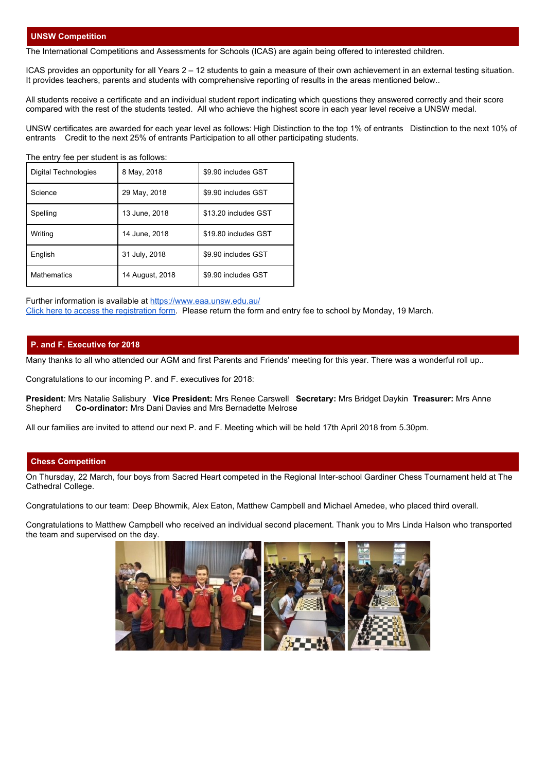## UNSW Competition

The International Competitions and Assessments for Schools (ICAS) are again being offered to interested children.

ICAS provides an opportunity for all Years 2 – 12 students to gain a measure of their own achievement in an external testing situation. It provides teachers, parents and students with comprehensive reporting of results in the areas mentioned below..

All students receive a certificate and an individual student report indicating which questions they answered correctly and their score compared with the rest of the students tested. All who achieve the highest score in each year level receive a UNSW medal.

UNSW certificates are awarded for each year level as follows: High Distinction to the top 1% of entrants Distinction to the next 10% of entrants Credit to the next 25% of entrants Participation to all other participating students.

The entry fee per student is as follows:

| Digital Technologies | 8 May, 2018 | $9.90 includes GST |
|---|---|---|
| Science | 29 May, 2018 | $9.90 includes GST |
| Spelling | 13 June, 2018 | $13.20 includes GST |
| Writing | 14 June, 2018 | $19.80 includes GST |
| English | 31 July, 2018 | $9.90 includes GST |
| Mathematics | 14 August, 2018 | $9.90 includes GST |

Further information is available at https://www.eaa.unsw.edu.au/
Click here to access the registration form. Please return the form and entry fee to school by Monday, 19 March.

## P. and F. Executive for 2018

Many thanks to all who attended our AGM and first Parents and Friends' meeting for this year. There was a wonderful roll up..

Congratulations to our incoming P. and F. executives for 2018:

**President**: Mrs Natalie Salisbury **Vice President:** Mrs Renee Carswell **Secretary:** Mrs Bridget Daykin **Treasurer:** Mrs Anne Shepherd **Co-ordinator:** Mrs Dani Davies and Mrs Bernadette Melrose

All our families are invited to attend our next P. and F. Meeting which will be held 17th April 2018 from 5.30pm.

## Chess Competition

On Thursday, 22 March, four boys from Sacred Heart competed in the Regional Inter-school Gardiner Chess Tournament held at The Cathedral College.

Congratulations to our team: Deep Bhowmik, Alex Eaton, Matthew Campbell and Michael Amedee, who placed third overall.

Congratulations to Matthew Campbell who received an individual second placement. Thank you to Mrs Linda Halson who transported the team and supervised on the day.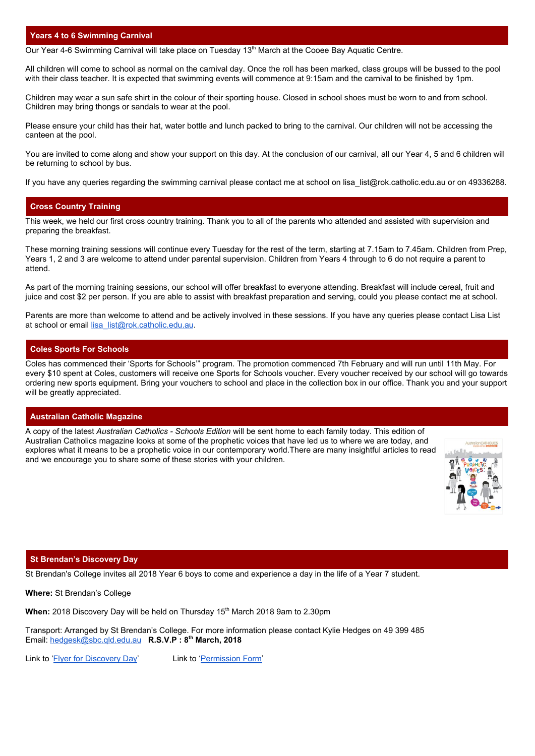## Years 4 to 6 Swimming Carnival

Our Year 4-6 Swimming Carnival will take place on Tuesday 13th March at the Cooee Bay Aquatic Centre.

All children will come to school as normal on the carnival day. Once the roll has been marked, class groups will be bussed to the pool with their class teacher. It is expected that swimming events will commence at 9:15am and the carnival to be finished by 1pm.

Children may wear a sun safe shirt in the colour of their sporting house. Closed in school shoes must be worn to and from school. Children may bring thongs or sandals to wear at the pool.

Please ensure your child has their hat, water bottle and lunch packed to bring to the carnival. Our children will not be accessing the canteen at the pool.

You are invited to come along and show your support on this day. At the conclusion of our carnival, all our Year 4, 5 and 6 children will be returning to school by bus.

If you have any queries regarding the swimming carnival please contact me at school on lisa_list@rok.catholic.edu.au or on 49336288.

## Cross Country Training

This week, we held our first cross country training. Thank you to all of the parents who attended and assisted with supervision and preparing the breakfast.

These morning training sessions will continue every Tuesday for the rest of the term, starting at 7.15am to 7.45am. Children from Prep, Years 1, 2 and 3 are welcome to attend under parental supervision. Children from Years 4 through to 6 do not require a parent to attend.

As part of the morning training sessions, our school will offer breakfast to everyone attending. Breakfast will include cereal, fruit and juice and cost $2 per person. If you are able to assist with breakfast preparation and serving, could you please contact me at school.

Parents are more than welcome to attend and be actively involved in these sessions. If you have any queries please contact Lisa List at school or email lisa_list@rok.catholic.edu.au.

## Coles Sports For Schools

Coles has commenced their 'Sports for Schools'" program. The promotion commenced 7th February and will run until 11th May. For every $10 spent at Coles, customers will receive one Sports for Schools voucher. Every voucher received by our school will go towards ordering new sports equipment. Bring your vouchers to school and place in the collection box in our office. Thank you and your support will be greatly appreciated.

## Australian Catholic Magazine

A copy of the latest *Australian Catholics - Schools Edition* will be sent home to each family today. This edition of Australian Catholics magazine looks at some of the prophetic voices that have led us to where we are today, and explores what it means to be a prophetic voice in our contemporary world.There are many insightful articles to read and we encourage you to share some of these stories with your children.

## St Brendan's Discovery Day

St Brendan's College invites all 2018 Year 6 boys to come and experience a day in the life of a Year 7 student.

**Where:** St Brendan's College

**When:** 2018 Discovery Day will be held on Thursday 15th March 2018 9am to 2.30pm

Transport: Arranged by St Brendan's College. For more information please contact Kylie Hedges on 49 399 485
Email: hedgesk@sbc.qld.edu.au **R.S.V.P : 8th March, 2018**

Link to 'Flyer for Discovery Day' Link to 'Permission Form'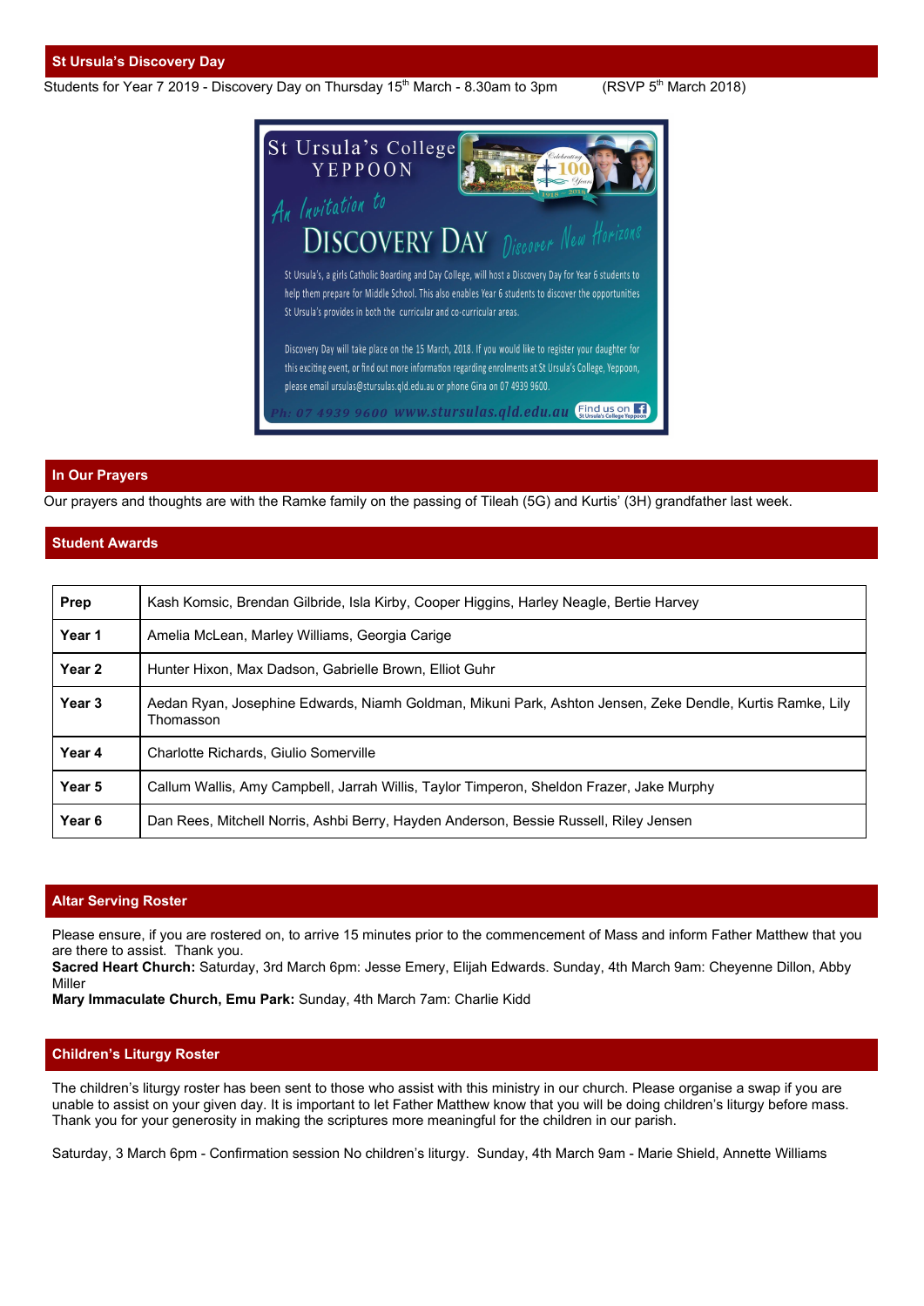## St Ursula's Discovery Day

Students for Year 7 2019 - Discovery Day on Thursday 15th March - 8.30am to 3pm (RSVP 5th March 2018)

St Ursula's College YEPPOON

An Invitation to

DISCOVERY DAY Discover New Horizons

St Ursula's, a girls Catholic Boarding and Day College, will host a Discovery Day for Year 6 students to help them prepare for Middle School. This also enables Year 6 students to discover the opportunities St Ursula's provides in both the curricular and co-curricular areas.

Discovery Day will take place on the 15 March, 2018. If you would like to register your daughter for this exciting event, or find out more information regarding enrolments at St Ursula's College, Yeppoon, please email ursulas@stursulas.qld.edu.au or phone Gina on 07 4939 9600.

Ph: 07 4939 9600 www.stursulas.qld.edu.au Find us on Facebook St Ursula's College Yeppoon

## In Our Prayers

Our prayers and thoughts are with the Ramke family on the passing of Tileah (5G) and Kurtis' (3H) grandfather last week.

## Student Awards

| | |
|---|---|
| **Prep** | Kash Komsic, Brendan Gilbride, Isla Kirby, Cooper Higgins, Harley Neagle, Bertie Harvey |
| **Year 1** | Amelia McLean, Marley Williams, Georgia Carige |
| **Year 2** | Hunter Hixon, Max Dadson, Gabrielle Brown, Elliot Guhr |
| **Year 3** | Aedan Ryan, Josephine Edwards, Niamh Goldman, Mikuni Park, Ashton Jensen, Zeke Dendle, Kurtis Ramke, Lily Thomasson |
| **Year 4** | Charlotte Richards, Giulio Somerville |
| **Year 5** | Callum Wallis, Amy Campbell, Jarrah Willis, Taylor Timperon, Sheldon Frazer, Jake Murphy |
| **Year 6** | Dan Rees, Mitchell Norris, Ashbi Berry, Hayden Anderson, Bessie Russell, Riley Jensen |

## Altar Serving Roster

Please ensure, if you are rostered on, to arrive 15 minutes prior to the commencement of Mass and inform Father Matthew that you are there to assist. Thank you.

**Sacred Heart Church:** Saturday, 3rd March 6pm: Jesse Emery, Elijah Edwards. Sunday, 4th March 9am: Cheyenne Dillon, Abby Miller

**Mary Immaculate Church, Emu Park:** Sunday, 4th March 7am: Charlie Kidd

## Children's Liturgy Roster

The children's liturgy roster has been sent to those who assist with this ministry in our church. Please organise a swap if you are unable to assist on your given day. It is important to let Father Matthew know that you will be doing children's liturgy before mass. Thank you for your generosity in making the scriptures more meaningful for the children in our parish.

Saturday, 3 March 6pm - Confirmation session No children's liturgy. Sunday, 4th March 9am - Marie Shield, Annette Williams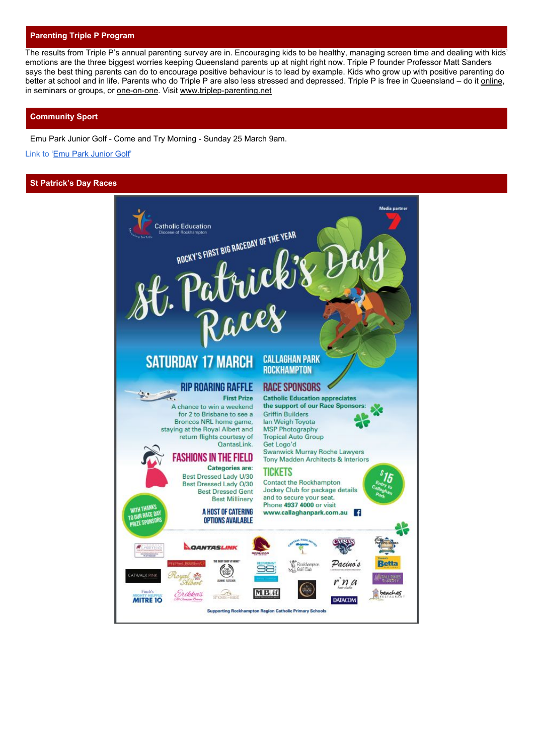## Parenting Triple P Program

The results from Triple P's annual parenting survey are in. Encouraging kids to be healthy, managing screen time and dealing with kids' emotions are the three biggest worries keeping Queensland parents up at night right now. Triple P founder Professor Matt Sanders says the best thing parents can do to encourage positive behaviour is to lead by example. Kids who grow up with positive parenting do better at school and in life. Parents who do Triple P are also less stressed and depressed. Triple P is free in Queensland – do it online, in seminars or groups, or one-on-one. Visit www.triplep-parenting.net

## Community Sport

Emu Park Junior Golf - Come and Try Morning - Sunday 25 March 9am.

Link to 'Emu Park Junior Golf'

## St Patrick's Day Races

Catholic Education
Diocese of Rockhampton

Media partner

ROCKY'S FIRST BIG RACEDAY OF THE YEAR

St. Patrick's Day Races

SATURDAY 17 MARCH

CALLAGHAN PARK ROCKHAMPTON

RIP ROARING RAFFLE

First Prize
A chance to win a weekend for 2 to Brisbane to see a Broncos NRL home game, staying at the Royal Albert and return flights courtesy of QantasLink.

RACE SPONSORS

Catholic Education appreciates the support of our Race Sponsors:
Griffin Builders
Ian Weigh Toyota
MSP Photography
Tropical Auto Group
Get Logo'd
Swanwick Murray Roche Lawyers
Tony Madden Architects & Interiors

FASHIONS IN THE FIELD

Categories are:
Best Dressed Lady U/30
Best Dressed Lady O/30
Best Dressed Gent
Best Millinery

TICKETS

Contact the Rockhampton Jockey Club for package details and to secure your seat.
Phone 4937 4000 or visit www.callaghanpark.com.au

$15 Entry to Callaghan Park

WITH THANKS TO OUR RACE DAY PRIZE SPONSORS

A HOST OF CATERING OPTIONS AVAILABLE

Supporting Rockhampton Region Catholic Primary Schools